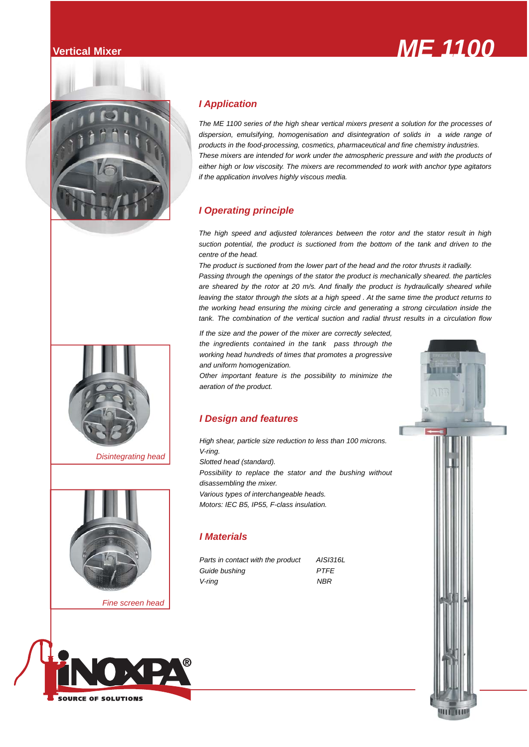# ME 1100

## Vertical Mixer

## I Application

The ME 1100 series of the high shear vertical mixers present a solution for the processes of dispersion, emulsifying, homogenisation and disintegration of solids in a wide range of products in the food-processing, cosmetics, pharmaceutical and fine chemistry industries.
These mixers are intended for work under the atmospheric pressure and with the products of either high or low viscosity. The mixers are recommended to work with anchor type agitators if the application involves highly viscous media.

## I Operating principle

The high speed and adjusted tolerances between the rotor and the stator result in high suction potential, the product is suctioned from the bottom of the tank and driven to the centre of the head.
The product is suctioned from the lower part of the head and the rotor thrusts it radially.
Passing through the openings of the stator the product is mechanically sheared. the particles are sheared by the rotor at 20 m/s. And finally the product is hydraulically sheared while leaving the stator through the slots at a high speed . At the same time the product returns to the working head ensuring the mixing circle and generating a strong circulation inside the tank. The combination of the vertical suction and radial thrust results in a circulation flow

If the size and the power of the mixer are correctly selected, the ingredients contained in the tank pass through the working head hundreds of times that promotes a progressive and uniform homogenization.
Other important feature is the possibility to minimize the aeration of the product.

Disintegrating head

Fine screen head

## I Design and features

High shear, particle size reduction to less than 100 microns.
V-ring.
Slotted head (standard).
Possibility to replace the stator and the bushing without disassembling the mixer.
Various types of interchangeable heads.
Motors: IEC B5, IP55, F-class insulation.

## I Materials

| | |
|---|---|
| Parts in contact with the product | AISI316L |
| Guide bushing | PTFE |
| V-ring | NBR |

INOXPA® SOURCE OF SOLUTIONS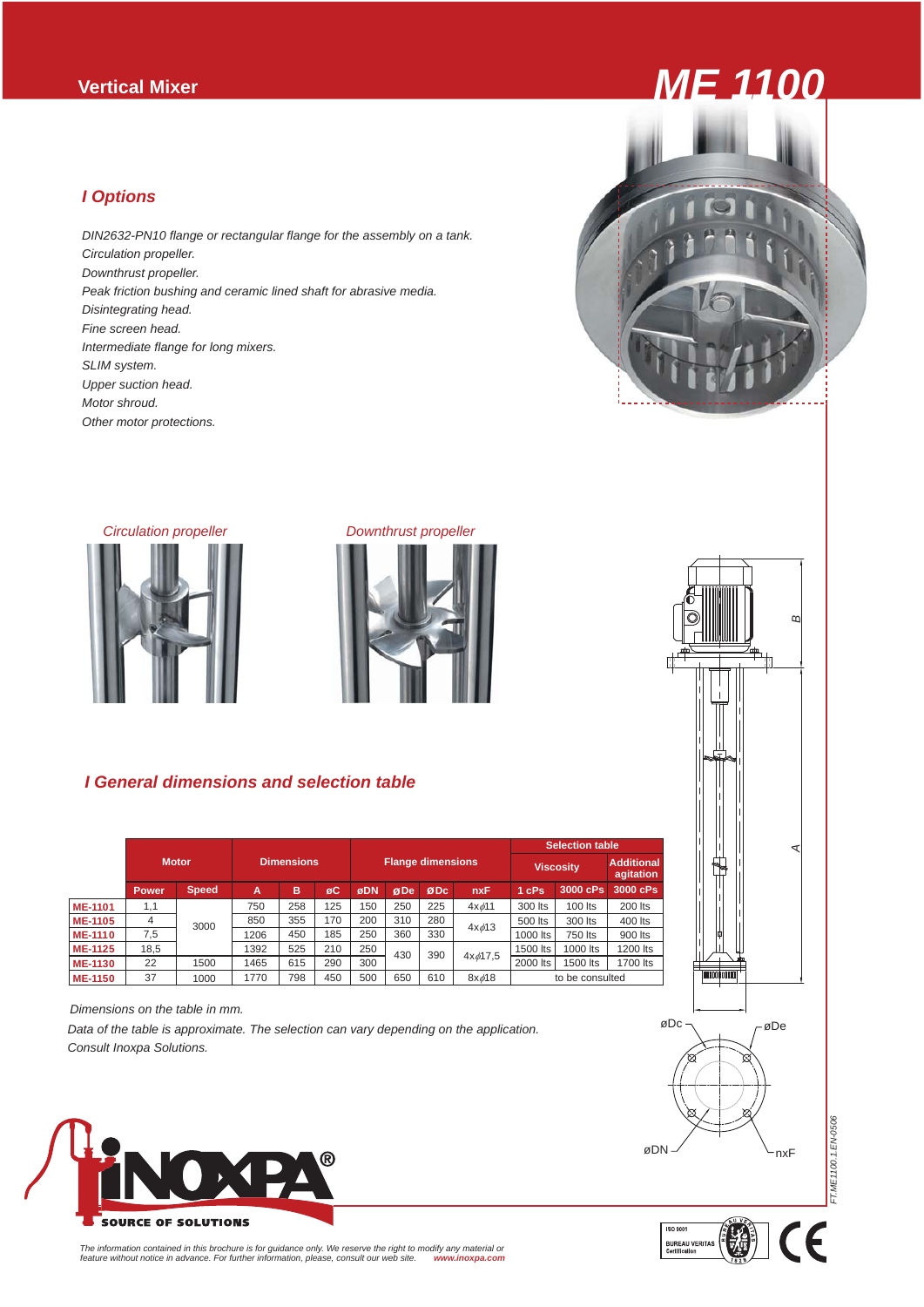# Vertical Mixer

# ME 1100

## I Options

*DIN2632-PN10 flange or rectangular flange for the assembly on a tank.*
*Circulation propeller.*
*Downthrust propeller.*
*Peak friction bushing and ceramic lined shaft for abrasive media.*
*Disintegrating head.*
*Fine screen head.*
*Intermediate flange for long mixers.*
*SLIM system.*
*Upper suction head.*
*Motor shroud.*
*Other motor protections.*

*Circulation propeller*

*Downthrust propeller*

## I General dimensions and selection table

| | Motor | | Dimensions | | | Flange dimensions | | | | Selection table | | |
|---|---|---|---|---|---|---|---|---|---|---|---|---|
| | | | | | | | | | | Viscosity | | Additional agitation |
| | Power | Speed | A | B | øC | øDN | øDe | øDc | nxF | 1 cPs | 3000 cPs | 3000 cPs |
| ME-1101 | 1,1 | 3000 | 750 | 258 | 125 | 150 | 250 | 225 | 4xø11 | 300 lts | 100 lts | 200 lts |
| ME-1105 | 4 | 3000 | 850 | 355 | 170 | 200 | 310 | 280 | 4xø13 | 500 lts | 300 lts | 400 lts |
| ME-1110 | 7,5 | 3000 | 1206 | 450 | 185 | 250 | 360 | 330 | 4xø13 | 1000 lts | 750 lts | 900 lts |
| ME-1125 | 18,5 | 3000 | 1392 | 525 | 210 | 250 | 430 | 390 | 4xø17,5 | 1500 lts | 1000 lts | 1200 lts |
| ME-1130 | 22 | 1500 | 1465 | 615 | 290 | 300 | 430 | 390 | 4xø17,5 | 2000 lts | 1500 lts | 1700 lts |
| ME-1150 | 37 | 1000 | 1770 | 798 | 450 | 500 | 650 | 610 | 8xø18 | to be consulted | | |

*Dimensions on the table in mm.*

*Data of the table is approximate. The selection can vary depending on the application. Consult Inoxpa Solutions.*

B

A

øDc

øDe

øDN

nxF

INOXPA®
SOURCE OF SOLUTIONS

*The information contained in this brochure is for guidance only. We reserve the right to modify any material or feature without notice in advance. For further information, please, consult our web site. www.inoxpa.com*

FT.ME1100.1.EN-0506